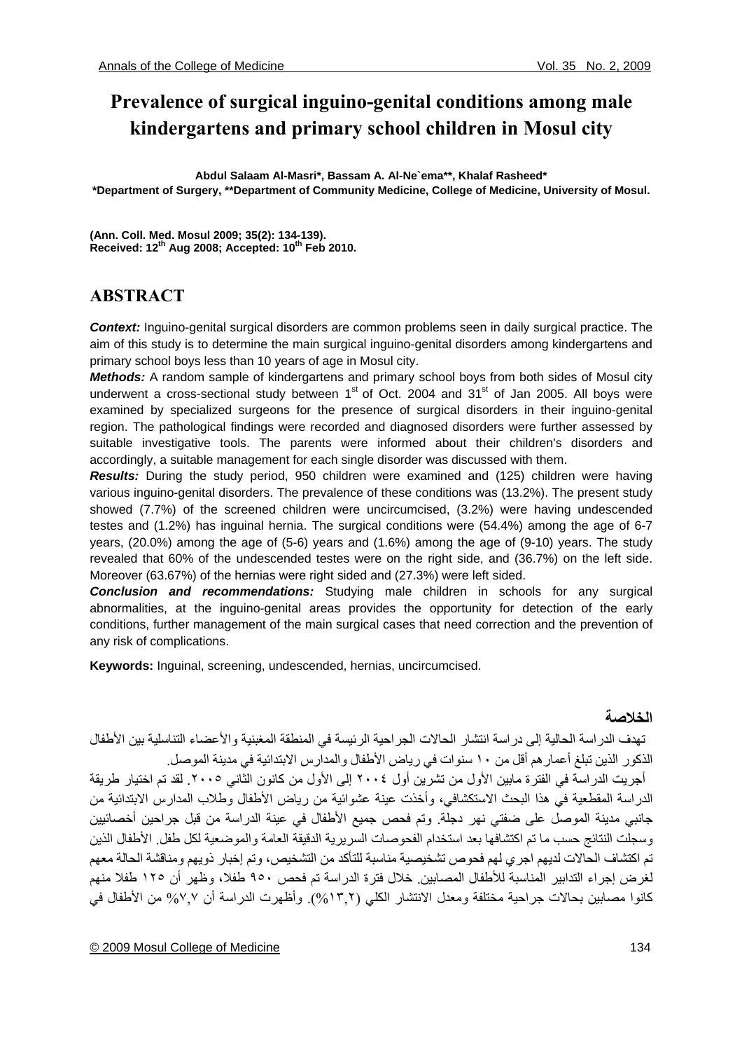# Prevalence of surgical inguino-genital conditions among male kindergartens and primary school children in Mosul city

**Abdul Salaam Al-Masri*, Bassam A. Al-Ne`ema**, Khalaf Rasheed***

***Department of Surgery, **Department of Community Medicine, College of Medicine, University of Mosul.**

**(Ann. Coll. Med. Mosul 2009; 35(2): 134-139).**
**Received: 12th Aug 2008; Accepted: 10th Feb 2010.**

## ABSTRACT

***Context:*** Inguino-genital surgical disorders are common problems seen in daily surgical practice. The aim of this study is to determine the main surgical inguino-genital disorders among kindergartens and primary school boys less than 10 years of age in Mosul city.

***Methods:*** A random sample of kindergartens and primary school boys from both sides of Mosul city underwent a cross-sectional study between 1st of Oct. 2004 and 31st of Jan 2005. All boys were examined by specialized surgeons for the presence of surgical disorders in their inguino-genital region. The pathological findings were recorded and diagnosed disorders were further assessed by suitable investigative tools. The parents were informed about their children's disorders and accordingly, a suitable management for each single disorder was discussed with them.

***Results:*** During the study period, 950 children were examined and (125) children were having various inguino-genital disorders. The prevalence of these conditions was (13.2%). The present study showed (7.7%) of the screened children were uncircumcised, (3.2%) were having undescended testes and (1.2%) has inguinal hernia. The surgical conditions were (54.4%) among the age of 6-7 years, (20.0%) among the age of (5-6) years and (1.6%) among the age of (9-10) years. The study revealed that 60% of the undescended testes were on the right side, and (36.7%) on the left side. Moreover (63.67%) of the hernias were right sided and (27.3%) were left sided.

***Conclusion and recommendations:*** Studying male children in schools for any surgical abnormalities, at the inguino-genital areas provides the opportunity for detection of the early conditions, further management of the main surgical cases that need correction and the prevention of any risk of complications.

**Keywords:** Inguinal, screening, undescended, hernias, uncircumcised.

## الخلاصة

تهدف الدراسة الحالية إلى دراسة انتشار الحالات الجراحية الرئيسة في المنطقة المغبنية والأعضاء التناسلية بين الأطفال الذكور الذين تبلغ أعمارهم أقل من ١٠ سنوات في رياض الأطفال والمدارس الابتدائية في مدينة الموصل.

أجريت الدراسة في الفترة مابين الأول من تشرين أول ٢٠٠٤ إلى الأول من كانون الثاني ٢٠٠٥. لقد تم اختيار طريقة الدراسة المقطعية في هذا البحث الاستكشافي، وأخذت عينة عشوائية من رياض الأطفال وطلاب المدارس الابتدائية من جانبي مدينة الموصل على ضفتي نهر دجلة. وتم فحص جميع الأطفال في عينة الدراسة من قبل جراحين أخصائيين وسجلت النتائج حسب ما تم اكتشافها بعد استخدام الفحوصات السريرية الدقيقة العامة والموضعية لكل طفل. الأطفال الذين تم اكتشاف الحالات لديهم اجري لهم فحوص تشخيصية مناسبة للتأكد من التشخيص، وتم إخبار ذويهم ومناقشة الحالة معهم لغرض إجراء التدابير المناسبة للأطفال المصابين. خلال فترة الدراسة تم فحص ٩٥٠ طفلا، وظهر أن ١٢٥ طفلا منهم كانوا مصابين بحالات جراحية مختلفة ومعدل الانتشار الكلي (١٣,٢%). وأظهرت الدراسة أن ٧,٧% من الأطفال في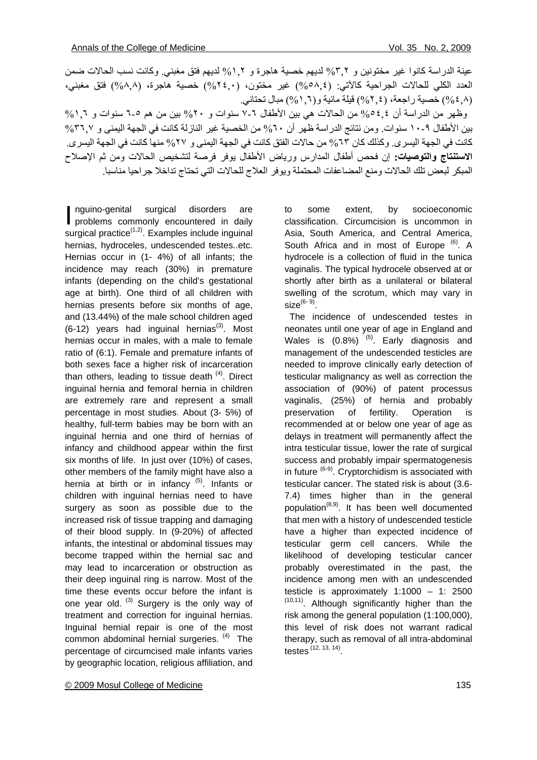عينة الدراسة كانوا غير مختونين و ٣,٢% لديهم خصية هاجرة و ١,٢% لديهم فتق مغبني. وكانت نسب الحالات ضمن العدد الكلي للحالات الجراحية كالآتي: (٥٨,٤%) غير مختون، (٢٤,٠%) خصية هاجرة، (٨,٨%) فتق مغبني، (٤,٨%) خصية راجعة، (٢,٤%) قيلة مائية و(١,٦%) مبال تحتاني.

وظهر من الدراسة أن ٥٤,٤% من الحالات هي بين الأطفال ٦-٧ سنوات و ٢٠% بين من هم ٥-٦ سنوات و ١,٦% بين الأطفال ٩-١٠ سنوات. ومن نتائج الدراسة ظهر أن ٦٠% من الخصية غير النازلة كانت في الجهة اليمنى و ٣٦,٧% كانت في الجهة اليسرى. وكذلك كان ٦٣% من حالات الفتق كانت في الجهة اليمنى و ٢٧% منها كانت في الجهة اليسرى.

**الاستنتاج والتوصيات:** إن فحص أطفال المدارس ورياض الأطفال يوفر فرصة لتشخيص الحالات ومن ثم الإصلاح المبكر لبعض تلك الحالات ومنع المضاعفات المحتملة ويوفر العلاج للحالات التي تحتاج تداخلا جراحيا مناسبا.

Inguino-genital surgical disorders are problems commonly encountered in daily surgical practice[1,2]. Examples include inguinal hernias, hydroceles, undescended testes..etc. Hernias occur in (1- 4%) of all infants; the incidence may reach (30%) in premature infants (depending on the child's gestational age at birth). One third of all children with hernias presents before six months of age, and (13.44%) of the male school children aged (6-12) years had inguinal hernias[3]. Most hernias occur in males, with a male to female ratio of (6:1). Female and premature infants of both sexes face a higher risk of incarceration than others, leading to tissue death [4]. Direct inguinal hernia and femoral hernia in children are extremely rare and represent a small percentage in most studies. About (3- 5%) of healthy, full-term babies may be born with an inguinal hernia and one third of hernias of infancy and childhood appear within the first six months of life. In just over (10%) of cases, other members of the family might have also a hernia at birth or in infancy [5]. Infants or children with inguinal hernias need to have surgery as soon as possible due to the increased risk of tissue trapping and damaging of their blood supply. In (9-20%) of affected infants, the intestinal or abdominal tissues may become trapped within the hernial sac and may lead to incarceration or obstruction as their deep inguinal ring is narrow. Most of the time these events occur before the infant is one year old. [3] Surgery is the only way of treatment and correction for inguinal hernias. Inguinal hernial repair is one of the most common abdominal hernial surgeries. [4] The percentage of circumcised male infants varies by geographic location, religious affiliation, and to some extent, by socioeconomic classification. Circumcision is uncommon in Asia, South America, and Central America, South Africa and in most of Europe [6]. A hydrocele is a collection of fluid in the tunica vaginalis. The typical hydrocele observed at or shortly after birth as a unilateral or bilateral swelling of the scrotum, which may vary in size[6-9].

The incidence of undescended testes in neonates until one year of age in England and Wales is (0.8%) [5]. Early diagnosis and management of the undescended testicles are needed to improve clinically early detection of testicular malignancy as well as correction the association of (90%) of patent processus vaginalis, (25%) of hernia and probably preservation of fertility. Operation is recommended at or below one year of age as delays in treatment will permanently affect the intra testicular tissue, lower the rate of surgical success and probably impair spermatogenesis in future [6-9]. Cryptorchidism is associated with testicular cancer. The stated risk is about (3.6-7.4) times higher than in the general population[8,9]. It has been well documented that men with a history of undescended testicle have a higher than expected incidence of testicular germ cell cancers. While the likelihood of developing testicular cancer probably overestimated in the past, the incidence among men with an undescended testicle is approximately 1:1000 – 1: 2500 [10,11]. Although significantly higher than the risk among the general population (1:100,000), this level of risk does not warrant radical therapy, such as removal of all intra-abdominal testes [12, 13, 14].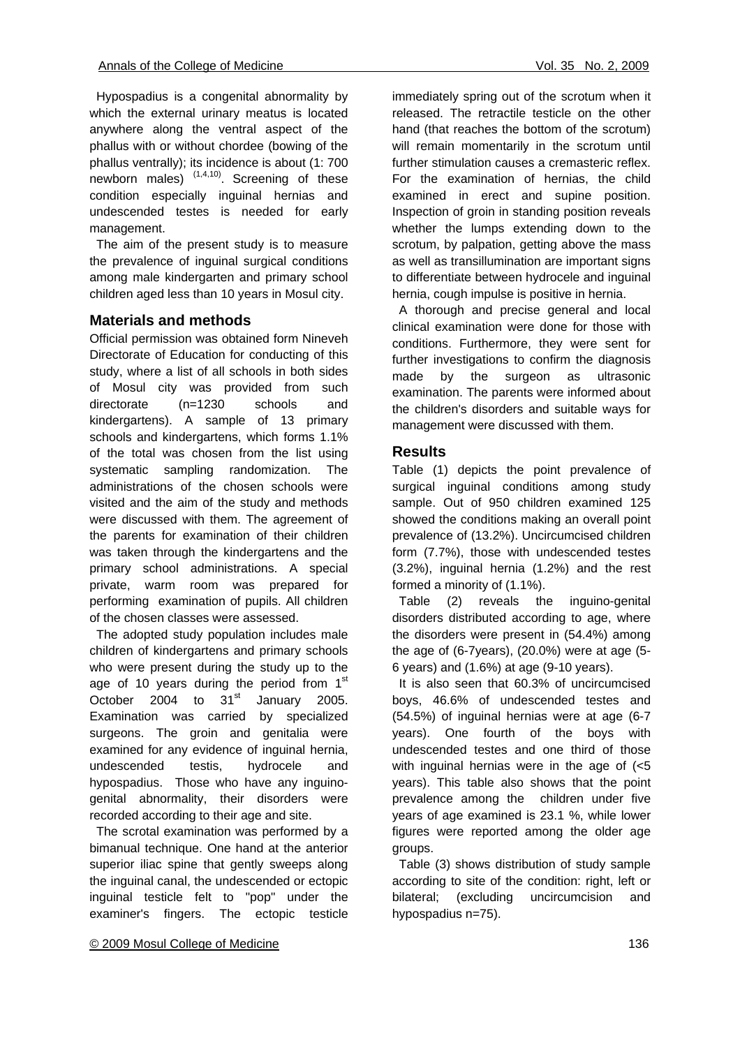Hypospadius is a congenital abnormality by which the external urinary meatus is located anywhere along the ventral aspect of the phallus with or without chordee (bowing of the phallus ventrally); its incidence is about (1: 700 newborn males) [1,4,10]. Screening of these condition especially inguinal hernias and undescended testes is needed for early management.

The aim of the present study is to measure the prevalence of inguinal surgical conditions among male kindergarten and primary school children aged less than 10 years in Mosul city.

## Materials and methods

Official permission was obtained form Nineveh Directorate of Education for conducting of this study, where a list of all schools in both sides of Mosul city was provided from such directorate (n=1230 schools and kindergartens). A sample of 13 primary schools and kindergartens, which forms 1.1% of the total was chosen from the list using systematic sampling randomization. The administrations of the chosen schools were visited and the aim of the study and methods were discussed with them. The agreement of the parents for examination of their children was taken through the kindergartens and the primary school administrations. A special private, warm room was prepared for performing examination of pupils. All children of the chosen classes were assessed.

The adopted study population includes male children of kindergartens and primary schools who were present during the study up to the age of 10 years during the period from 1st October 2004 to 31st January 2005. Examination was carried by specialized surgeons. The groin and genitalia were examined for any evidence of inguinal hernia, undescended testis, hydrocele and hypospadius. Those who have any inguino-genital abnormality, their disorders were recorded according to their age and site.

The scrotal examination was performed by a bimanual technique. One hand at the anterior superior iliac spine that gently sweeps along the inguinal canal, the undescended or ectopic inguinal testicle felt to "pop" under the examiner's fingers. The ectopic testicle immediately spring out of the scrotum when it released. The retractile testicle on the other hand (that reaches the bottom of the scrotum) will remain momentarily in the scrotum until further stimulation causes a cremasteric reflex. For the examination of hernias, the child examined in erect and supine position. Inspection of groin in standing position reveals whether the lumps extending down to the scrotum, by palpation, getting above the mass as well as transillumination are important signs to differentiate between hydrocele and inguinal hernia, cough impulse is positive in hernia.

A thorough and precise general and local clinical examination were done for those with conditions. Furthermore, they were sent for further investigations to confirm the diagnosis made by the surgeon as ultrasonic examination. The parents were informed about the children's disorders and suitable ways for management were discussed with them.

## Results

Table (1) depicts the point prevalence of surgical inguinal conditions among study sample. Out of 950 children examined 125 showed the conditions making an overall point prevalence of (13.2%). Uncircumcised children form (7.7%), those with undescended testes (3.2%), inguinal hernia (1.2%) and the rest formed a minority of (1.1%).

Table (2) reveals the inguino-genital disorders distributed according to age, where the disorders were present in (54.4%) among the age of (6-7years), (20.0%) were at age (5-6 years) and (1.6%) at age (9-10 years).

It is also seen that 60.3% of uncircumcised boys, 46.6% of undescended testes and (54.5%) of inguinal hernias were at age (6-7 years). One fourth of the boys with undescended testes and one third of those with inguinal hernias were in the age of (<5 years). This table also shows that the point prevalence among the children under five years of age examined is 23.1 %, while lower figures were reported among the older age groups.

Table (3) shows distribution of study sample according to site of the condition: right, left or bilateral; (excluding uncircumcision and hypospadius n=75).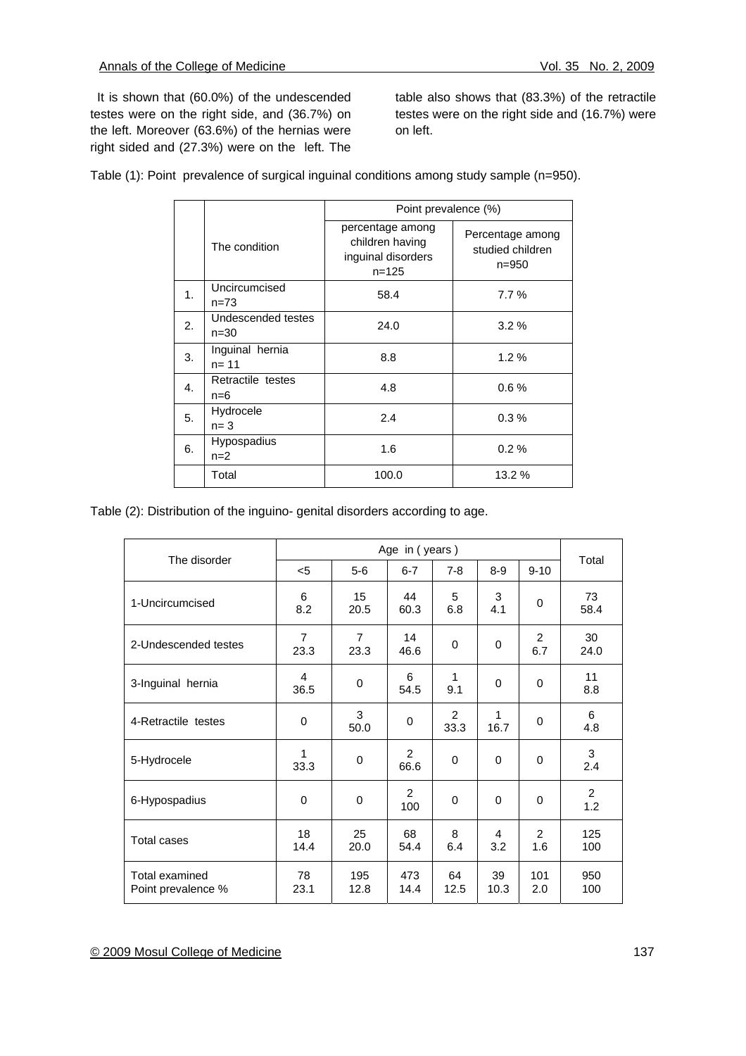It is shown that (60.0%) of the undescended testes were on the right side, and (36.7%) on the left. Moreover (63.6%) of the hernias were right sided and (27.3%) were on the left. The table also shows that (83.3%) of the retractile testes were on the right side and (16.7%) were on left.

Table (1): Point prevalence of surgical inguinal conditions among study sample (n=950).

| | The condition | Point prevalence (%) | |
|---|---|---|---|
| | | percentage among children having inguinal disorders n=125 | Percentage among studied children n=950 |
| 1. | Uncircumcised n=73 | 58.4 | 7.7 % |
| 2. | Undescended testes n=30 | 24.0 | 3.2 % |
| 3. | Inguinal hernia n= 11 | 8.8 | 1.2 % |
| 4. | Retractile testes n=6 | 4.8 | 0.6 % |
| 5. | Hydrocele n= 3 | 2.4 | 0.3 % |
| 6. | Hypospadius n=2 | 1.6 | 0.2 % |
| | Total | 100.0 | 13.2 % |

Table (2): Distribution of the inguino- genital disorders according to age.

| The disorder | Age in ( years ) | | | | | | Total |
|---|---|---|---|---|---|---|---|
| | <5 | 5-6 | 6-7 | 7-8 | 8-9 | 9-10 | |
| 1-Uncircumcised | 6<br>8.2 | 15<br>20.5 | 44<br>60.3 | 5<br>6.8 | 3<br>4.1 | 0 | 73<br>58.4 |
| 2-Undescended testes | 7<br>23.3 | 7<br>23.3 | 14<br>46.6 | 0 | 0 | 2<br>6.7 | 30<br>24.0 |
| 3-Inguinal hernia | 4<br>36.5 | 0 | 6<br>54.5 | 1<br>9.1 | 0 | 0 | 11<br>8.8 |
| 4-Retractile testes | 0 | 3<br>50.0 | 0 | 2<br>33.3 | 1<br>16.7 | 0 | 6<br>4.8 |
| 5-Hydrocele | 1<br>33.3 | 0 | 2<br>66.6 | 0 | 0 | 0 | 3<br>2.4 |
| 6-Hypospadius | 0 | 0 | 2<br>100 | 0 | 0 | 0 | 2<br>1.2 |
| Total cases | 18<br>14.4 | 25<br>20.0 | 68<br>54.4 | 8<br>6.4 | 4<br>3.2 | 2<br>1.6 | 125<br>100 |
| Total examined<br>Point prevalence % | 78<br>23.1 | 195<br>12.8 | 473<br>14.4 | 64<br>12.5 | 39<br>10.3 | 101<br>2.0 | 950<br>100 |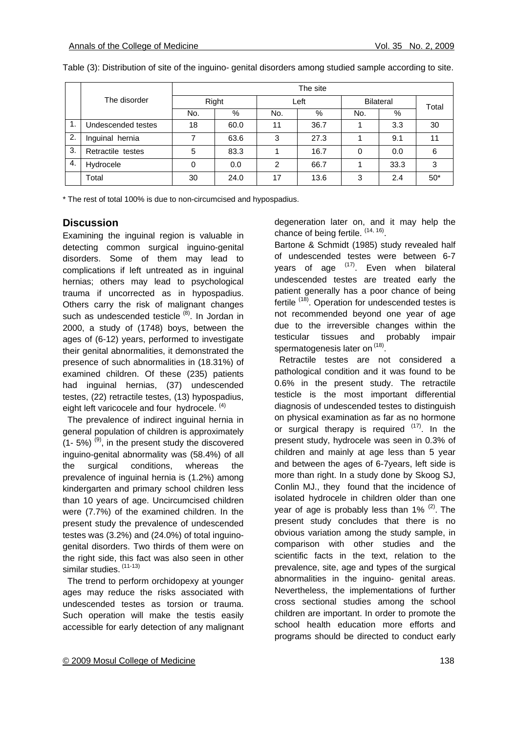Table (3): Distribution of site of the inguino- genital disorders among studied sample according to site.

| | The disorder | The site | | | | | | |
|---|---|---|---|---|---|---|---|---|
| | | Right | | Left | | Bilateral | | Total |
| | | No. | % | No. | % | No. | % | |
| 1. | Undescended testes | 18 | 60.0 | 11 | 36.7 | 1 | 3.3 | 30 |
| 2. | Inguinal hernia | 7 | 63.6 | 3 | 27.3 | 1 | 9.1 | 11 |
| 3. | Retractile testes | 5 | 83.3 | 1 | 16.7 | 0 | 0.0 | 6 |
| 4. | Hydrocele | 0 | 0.0 | 2 | 66.7 | 1 | 33.3 | 3 |
| | Total | 30 | 24.0 | 17 | 13.6 | 3 | 2.4 | 50* |

\* The rest of total 100% is due to non-circumcised and hypospadius.

## Discussion

Examining the inguinal region is valuable in detecting common surgical inguino-genital disorders. Some of them may lead to complications if left untreated as in inguinal hernias; others may lead to psychological trauma if uncorrected as in hypospadius. Others carry the risk of malignant changes such as undescended testicle [8]. In Jordan in 2000, a study of (1748) boys, between the ages of (6-12) years, performed to investigate their genital abnormalities, it demonstrated the presence of such abnormalities in (18.31%) of examined children. Of these (235) patients had inguinal hernias, (37) undescended testes, (22) retractile testes, (13) hypospadius, eight left varicocele and four hydrocele. [4]

The prevalence of indirect inguinal hernia in general population of children is approximately (1- 5%) [9], in the present study the discovered inguino-genital abnormality was (58.4%) of all the surgical conditions, whereas the prevalence of inguinal hernia is (1.2%) among kindergarten and primary school children less than 10 years of age. Uncircumcised children were (7.7%) of the examined children. In the present study the prevalence of undescended testes was (3.2%) and (24.0%) of total inguino-genital disorders. Two thirds of them were on the right side, this fact was also seen in other similar studies. [11-13]

The trend to perform orchidopexy at younger ages may reduce the risks associated with undescended testes as torsion or trauma. Such operation will make the testis easily accessible for early detection of any malignant degeneration later on, and it may help the chance of being fertile. [14, 16].

Bartone & Schmidt (1985) study revealed half of undescended testes were between 6-7 years of age [17]. Even when bilateral undescended testes are treated early the patient generally has a poor chance of being fertile [18]. Operation for undescended testes is not recommended beyond one year of age due to the irreversible changes within the testicular tissues and probably impair spermatogenesis later on [18].

Retractile testes are not considered a pathological condition and it was found to be 0.6% in the present study. The retractile testicle is the most important differential diagnosis of undescended testes to distinguish on physical examination as far as no hormone or surgical therapy is required [17]. In the present study, hydrocele was seen in 0.3% of children and mainly at age less than 5 year and between the ages of 6-7years, left side is more than right. In a study done by Skoog SJ, Conlin MJ., they found that the incidence of isolated hydrocele in children older than one year of age is probably less than 1% [2]. The present study concludes that there is no obvious variation among the study sample, in comparison with other studies and the scientific facts in the text, relation to the prevalence, site, age and types of the surgical abnormalities in the inguino- genital areas. Nevertheless, the implementations of further cross sectional studies among the school children are important. In order to promote the school health education more efforts and programs should be directed to conduct early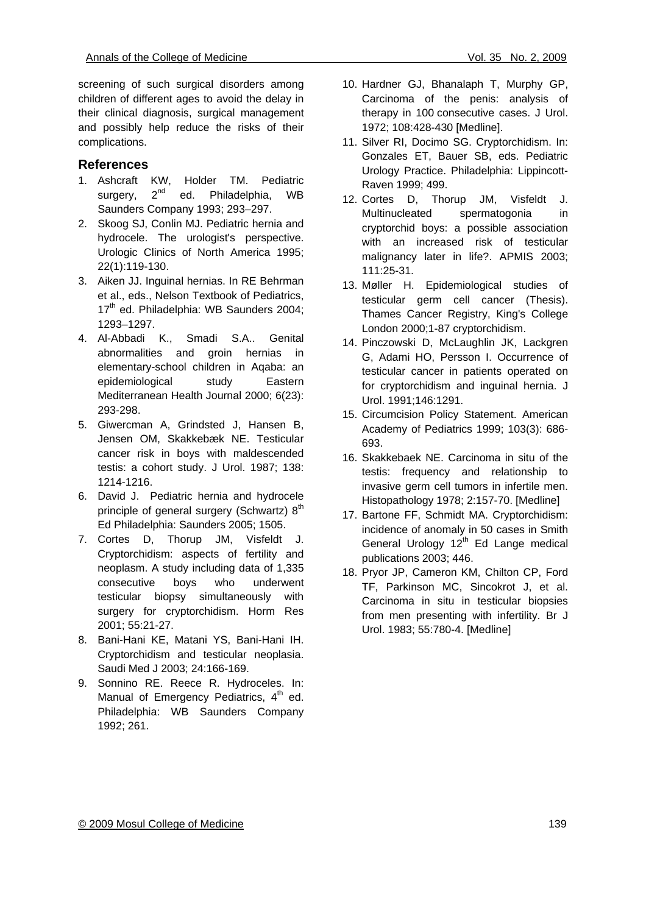screening of such surgical disorders among children of different ages to avoid the delay in their clinical diagnosis, surgical management and possibly help reduce the risks of their complications.

## References

1. Ashcraft KW, Holder TM. Pediatric surgery, 2nd ed. Philadelphia, WB Saunders Company 1993; 293–297.
2. Skoog SJ, Conlin MJ. Pediatric hernia and hydrocele. The urologist's perspective. Urologic Clinics of North America 1995; 22(1):119-130.
3. Aiken JJ. Inguinal hernias. In RE Behrman et al., eds., Nelson Textbook of Pediatrics, 17th ed. Philadelphia: WB Saunders 2004; 1293–1297.
4. Al-Abbadi K., Smadi S.A.. Genital abnormalities and groin hernias in elementary-school children in Aqaba: an epidemiological study Eastern Mediterranean Health Journal 2000; 6(23): 293-298.
5. Giwercman A, Grindsted J, Hansen B, Jensen OM, Skakkebæk NE. Testicular cancer risk in boys with maldescended testis: a cohort study. J Urol. 1987; 138: 1214-1216.
6. David J. Pediatric hernia and hydrocele principle of general surgery (Schwartz) 8th Ed Philadelphia: Saunders 2005; 1505.
7. Cortes D, Thorup JM, Visfeldt J. Cryptorchidism: aspects of fertility and neoplasm. A study including data of 1,335 consecutive boys who underwent testicular biopsy simultaneously with surgery for cryptorchidism. Horm Res 2001; 55:21-27.
8. Bani-Hani KE, Matani YS, Bani-Hani IH. Cryptorchidism and testicular neoplasia. Saudi Med J 2003; 24:166-169.
9. Sonnino RE. Reece R. Hydroceles. In: Manual of Emergency Pediatrics, 4th ed. Philadelphia: WB Saunders Company 1992; 261.
10. Hardner GJ, Bhanalaph T, Murphy GP, Carcinoma of the penis: analysis of therapy in 100 consecutive cases. J Urol. 1972; 108:428-430 [Medline].
11. Silver RI, Docimo SG. Cryptorchidism. In: Gonzales ET, Bauer SB, eds. Pediatric Urology Practice. Philadelphia: Lippincott-Raven 1999; 499.
12. Cortes D, Thorup JM, Visfeldt J. Multinucleated spermatogonia in cryptorchid boys: a possible association with an increased risk of testicular malignancy later in life?. APMIS 2003; 111:25-31.
13. Møller H. Epidemiological studies of testicular germ cell cancer (Thesis). Thames Cancer Registry, King's College London 2000;1-87 cryptorchidism.
14. Pinczowski D, McLaughlin JK, Lackgren G, Adami HO, Persson I. Occurrence of testicular cancer in patients operated on for cryptorchidism and inguinal hernia. J Urol. 1991;146:1291.
15. Circumcision Policy Statement. American Academy of Pediatrics 1999; 103(3): 686-693.
16. Skakkebaek NE. Carcinoma in situ of the testis: frequency and relationship to invasive germ cell tumors in infertile men. Histopathology 1978; 2:157-70. [Medline]
17. Bartone FF, Schmidt MA. Cryptorchidism: incidence of anomaly in 50 cases in Smith General Urology 12th Ed Lange medical publications 2003; 446.
18. Pryor JP, Cameron KM, Chilton CP, Ford TF, Parkinson MC, Sincokrot J, et al. Carcinoma in situ in testicular biopsies from men presenting with infertility. Br J Urol. 1983; 55:780-4. [Medline]